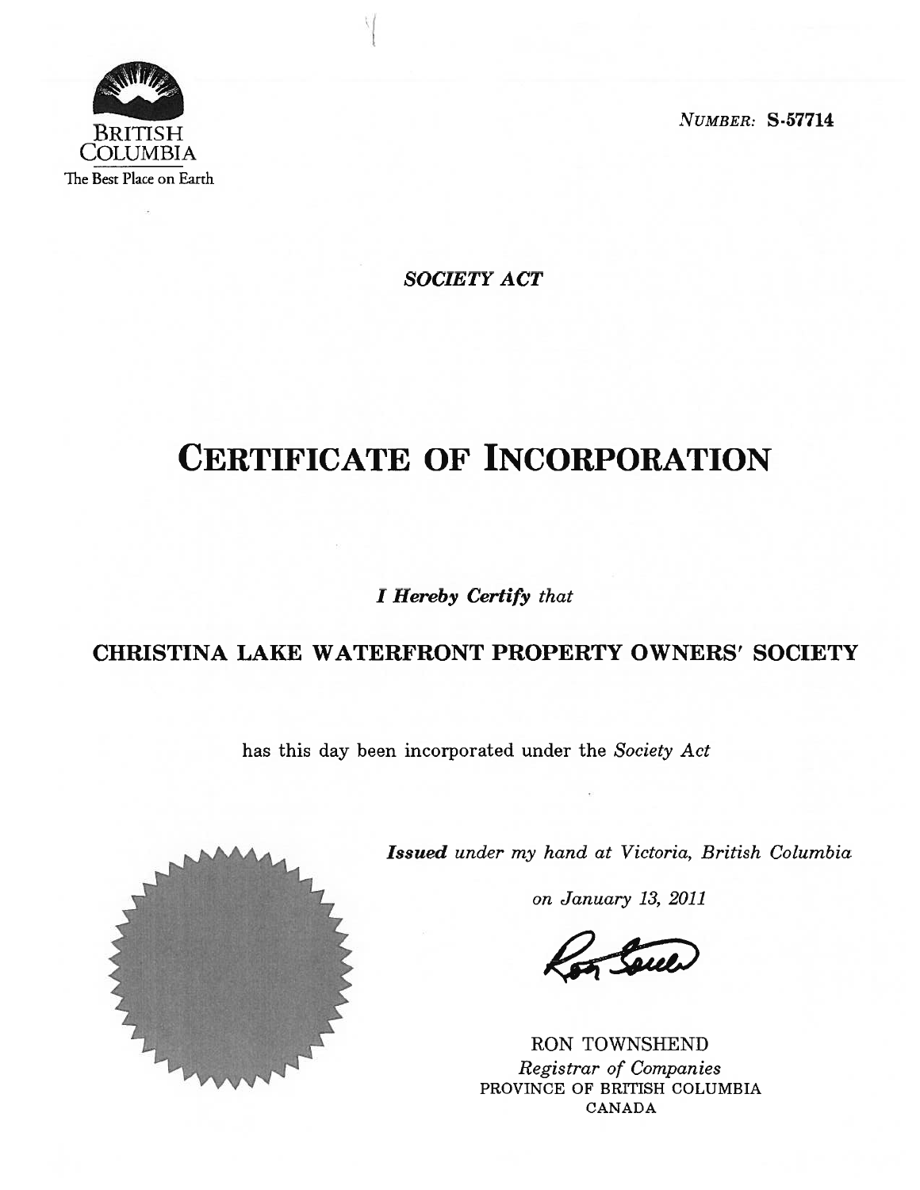BRITISH COLUMBIA

The Best Place on Earth

*NUMBER:* **S-57714**

***SOCIETY ACT***

# CERTIFICATE OF INCORPORATION

***I Hereby Certify*** *that*

**CHRISTINA LAKE WATERFRONT PROPERTY OWNERS' SOCIETY**

has this day been incorporated under the *Society Act*

***Issued*** *under my hand at Victoria, British Columbia*

*on January 13, 2011*

RON TOWNSHEND

*Registrar of Companies*

PROVINCE OF BRITISH COLUMBIA

CANADA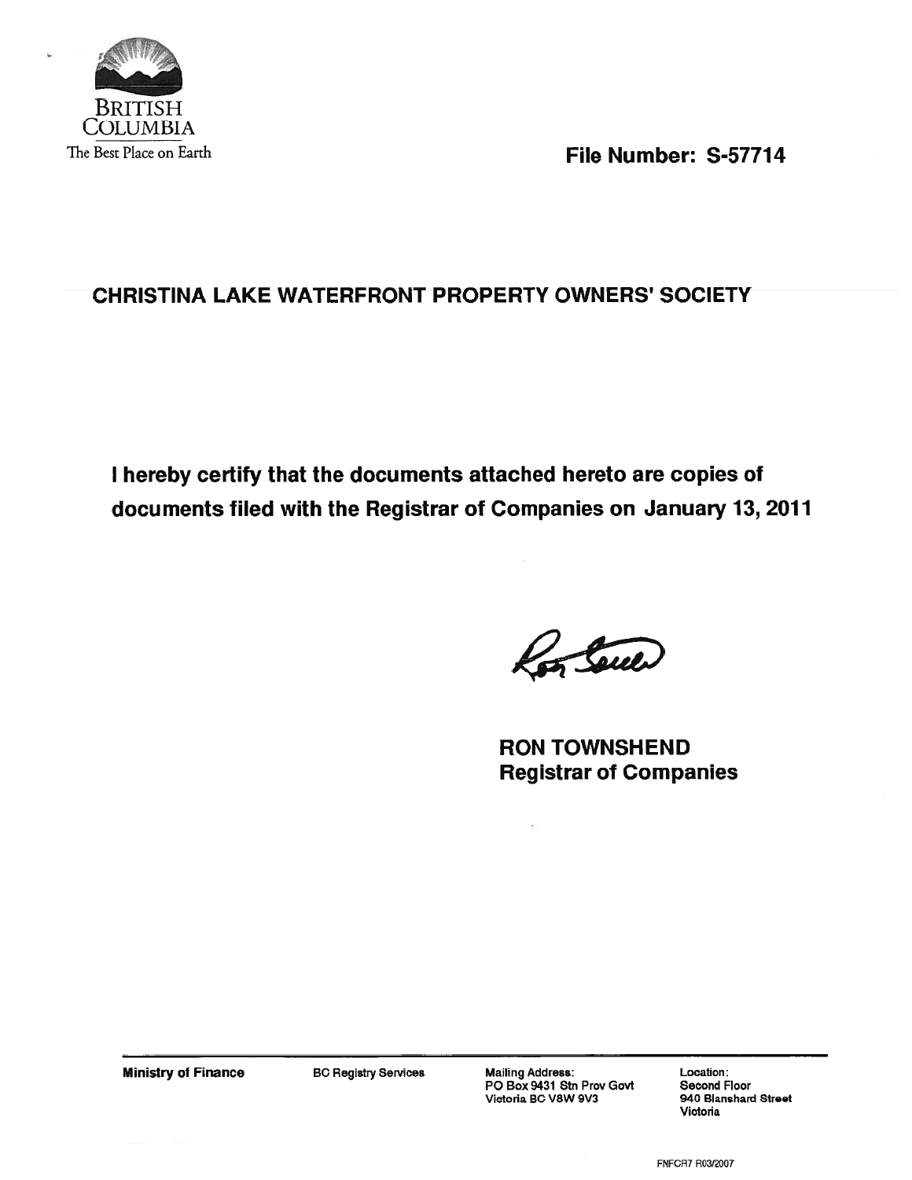BRITISH COLUMBIA

The Best Place on Earth

**File Number: S-57714**

## CHRISTINA LAKE WATERFRONT PROPERTY OWNERS' SOCIETY

**I hereby certify that the documents attached hereto are copies of documents filed with the Registrar of Companies on January 13, 2011**

**RON TOWNSHEND**
**Registrar of Companies**

| Ministry of Finance | BC Registry Services | Mailing Address: PO Box 9431 Stn Prov Govt Victoria BC V8W 9V3 | Location: Second Floor 940 Blanshard Street Victoria |
| --- | --- | --- | --- |

FNFCR7 R03/2007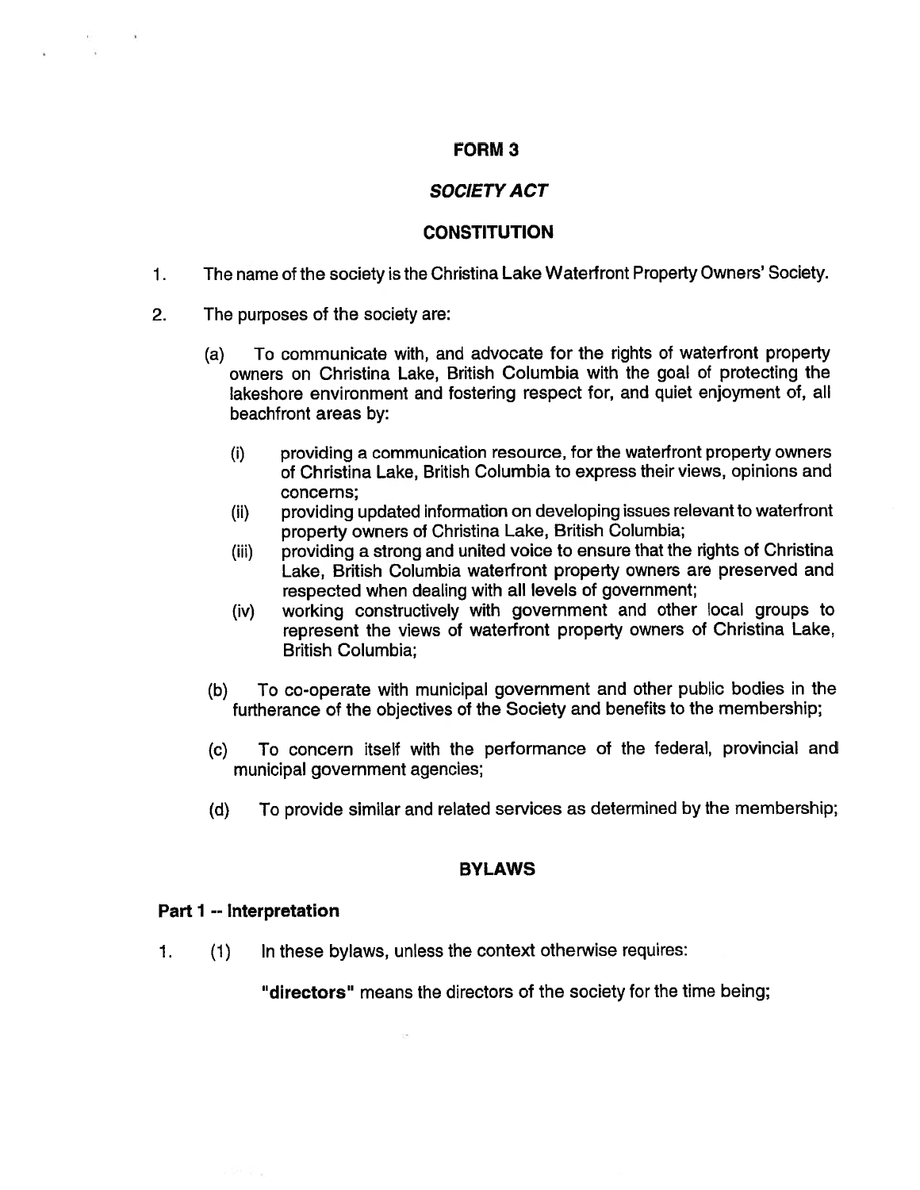# FORM 3

## *SOCIETY ACT*

## CONSTITUTION

1. The name of the society is the Christina Lake Waterfront Property Owners' Society.

2. The purposes of the society are:

   (a) To communicate with, and advocate for the rights of waterfront property owners on Christina Lake, British Columbia with the goal of protecting the lakeshore environment and fostering respect for, and quiet enjoyment of, all beachfront areas by:

      (i) providing a communication resource, for the waterfront property owners of Christina Lake, British Columbia to express their views, opinions and concerns;

      (ii) providing updated information on developing issues relevant to waterfront property owners of Christina Lake, British Columbia;

      (iii) providing a strong and united voice to ensure that the rights of Christina Lake, British Columbia waterfront property owners are preserved and respected when dealing with all levels of government;

      (iv) working constructively with government and other local groups to represent the views of waterfront property owners of Christina Lake, British Columbia;

   (b) To co-operate with municipal government and other public bodies in the furtherance of the objectives of the Society and benefits to the membership;

   (c) To concern itself with the performance of the federal, provincial and municipal government agencies;

   (d) To provide similar and related services as determined by the membership;

## BYLAWS

### Part 1 -- Interpretation

1. (1) In these bylaws, unless the context otherwise requires:

   **"directors"** means the directors of the society for the time being;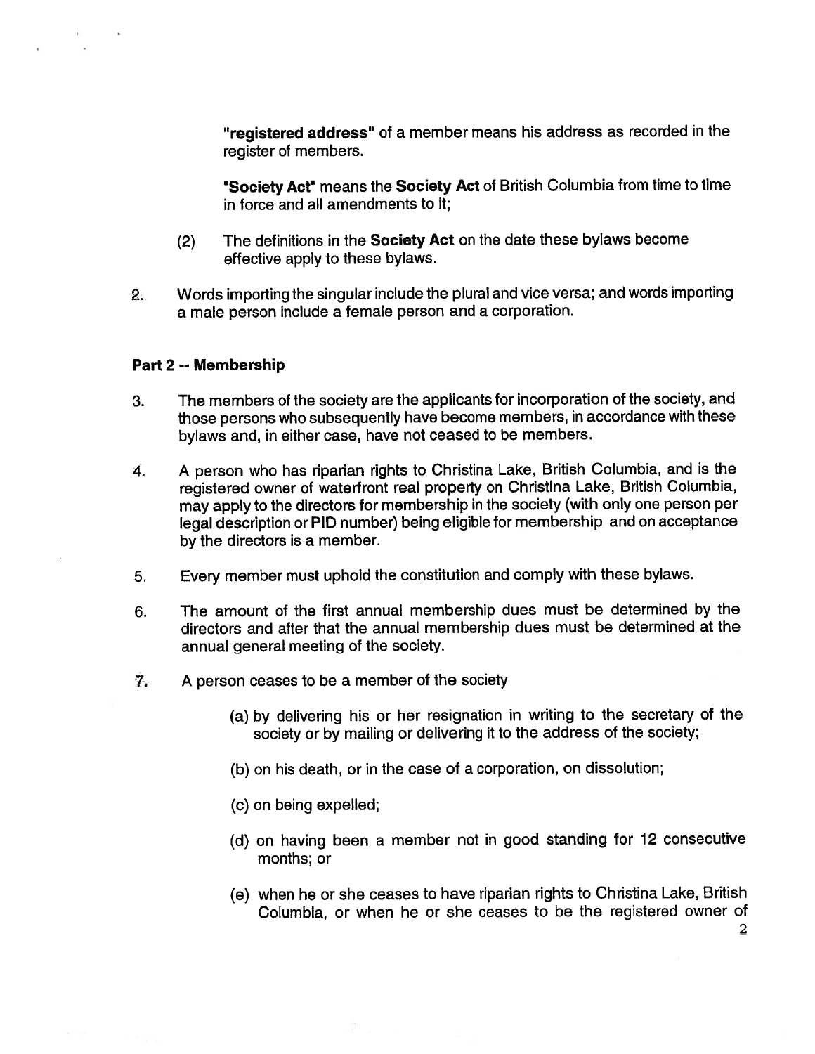**"registered address"** of a member means his address as recorded in the register of members.

**"Society Act"** means the **Society Act** of British Columbia from time to time in force and all amendments to it;

(2) The definitions in the **Society Act** on the date these bylaws become effective apply to these bylaws.

2. Words importing the singular include the plural and vice versa; and words importing a male person include a female person and a corporation.

**Part 2 -- Membership**

3. The members of the society are the applicants for incorporation of the society, and those persons who subsequently have become members, in accordance with these bylaws and, in either case, have not ceased to be members.

4. A person who has riparian rights to Christina Lake, British Columbia, and is the registered owner of waterfront real property on Christina Lake, British Columbia, may apply to the directors for membership in the society (with only one person per legal description or PID number) being eligible for membership and on acceptance by the directors is a member.

5. Every member must uphold the constitution and comply with these bylaws.

6. The amount of the first annual membership dues must be determined by the directors and after that the annual membership dues must be determined at the annual general meeting of the society.

7. A person ceases to be a member of the society

   (a) by delivering his or her resignation in writing to the secretary of the society or by mailing or delivering it to the address of the society;

   (b) on his death, or in the case of a corporation, on dissolution;

   (c) on being expelled;

   (d) on having been a member not in good standing for 12 consecutive months; or

   (e) when he or she ceases to have riparian rights to Christina Lake, British Columbia, or when he or she ceases to be the registered owner of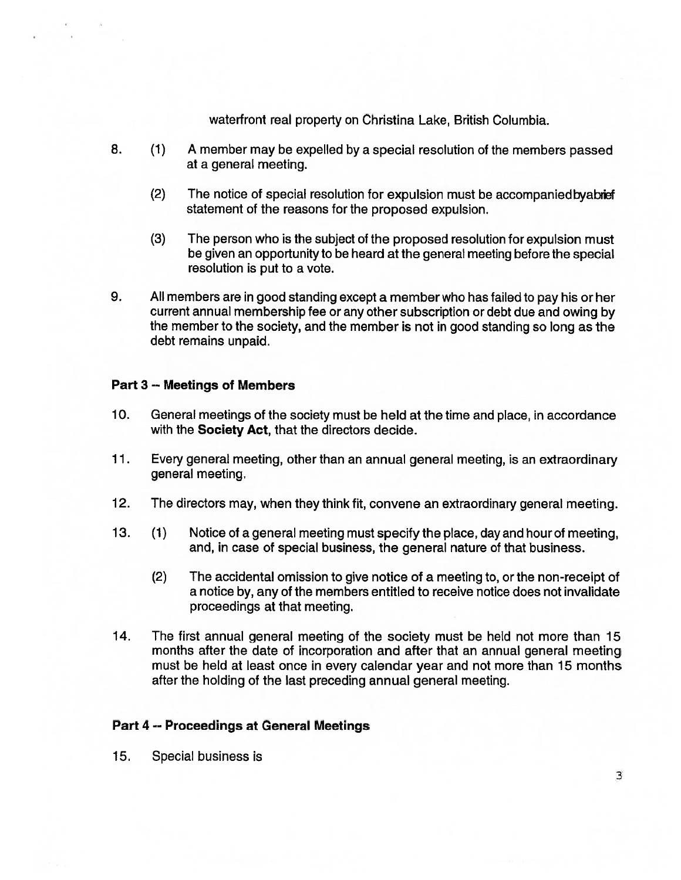waterfront real property on Christina Lake, British Columbia.

8. (1) A member may be expelled by a special resolution of the members passed at a general meeting.

   (2) The notice of special resolution for expulsion must be accompanied by a brief statement of the reasons for the proposed expulsion.

   (3) The person who is the subject of the proposed resolution for expulsion must be given an opportunity to be heard at the general meeting before the special resolution is put to a vote.

9. All members are in good standing except a member who has failed to pay his or her current annual membership fee or any other subscription or debt due and owing by the member to the society, and the member is not in good standing so long as the debt remains unpaid.

**Part 3 -- Meetings of Members**

10. General meetings of the society must be held at the time and place, in accordance with the **Society Act**, that the directors decide.

11. Every general meeting, other than an annual general meeting, is an extraordinary general meeting.

12. The directors may, when they think fit, convene an extraordinary general meeting.

13. (1) Notice of a general meeting must specify the place, day and hour of meeting, and, in case of special business, the general nature of that business.

    (2) The accidental omission to give notice of a meeting to, or the non-receipt of a notice by, any of the members entitled to receive notice does not invalidate proceedings at that meeting.

14. The first annual general meeting of the society must be held not more than 15 months after the date of incorporation and after that an annual general meeting must be held at least once in every calendar year and not more than 15 months after the holding of the last preceding annual general meeting.

**Part 4 -- Proceedings at General Meetings**

15. Special business is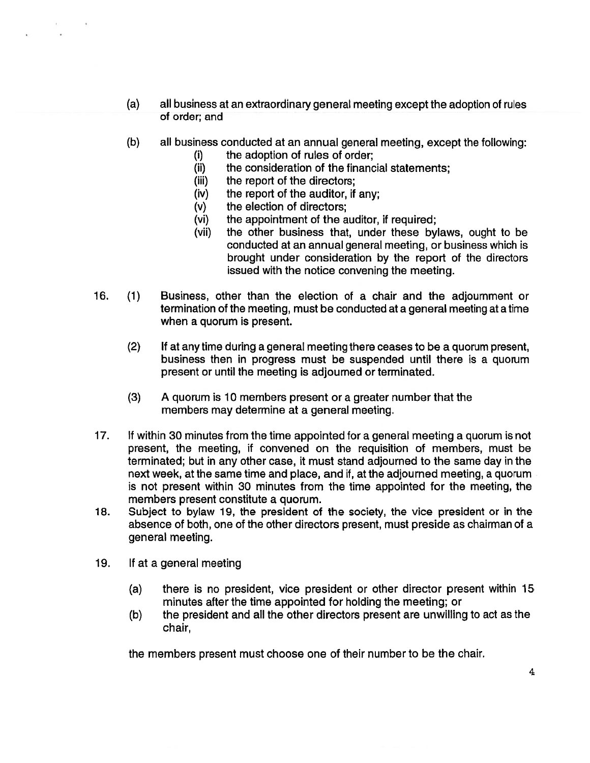(a) all business at an extraordinary general meeting except the adoption of rules of order; and

(b) all business conducted at an annual general meeting, except the following:
   - (i) the adoption of rules of order;
   - (ii) the consideration of the financial statements;
   - (iii) the report of the directors;
   - (iv) the report of the auditor, if any;
   - (v) the election of directors;
   - (vi) the appointment of the auditor, if required;
   - (vii) the other business that, under these bylaws, ought to be conducted at an annual general meeting, or business which is brought under consideration by the report of the directors issued with the notice convening the meeting.

16. (1) Business, other than the election of a chair and the adjournment or termination of the meeting, must be conducted at a general meeting at a time when a quorum is present.

    (2) If at any time during a general meeting there ceases to be a quorum present, business then in progress must be suspended until there is a quorum present or until the meeting is adjourned or terminated.

    (3) A quorum is 10 members present or a greater number that the members may determine at a general meeting.

17. If within 30 minutes from the time appointed for a general meeting a quorum is not present, the meeting, if convened on the requisition of members, must be terminated; but in any other case, it must stand adjourned to the same day in the next week, at the same time and place, and if, at the adjourned meeting, a quorum is not present within 30 minutes from the time appointed for the meeting, the members present constitute a quorum.

18. Subject to bylaw 19, the president of the society, the vice president or in the absence of both, one of the other directors present, must preside as chairman of a general meeting.

19. If at a general meeting

    (a) there is no president, vice president or other director present within 15 minutes after the time appointed for holding the meeting; or

    (b) the president and all the other directors present are unwilling to act as the chair,

    the members present must choose one of their number to be the chair.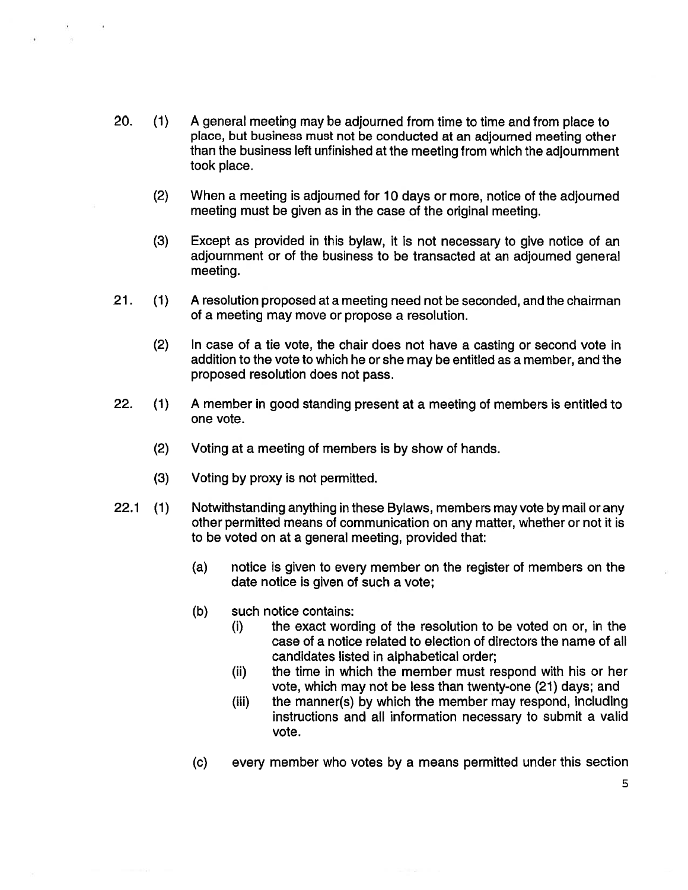20. (1) A general meeting may be adjourned from time to time and from place to place, but business must not be conducted at an adjourned meeting other than the business left unfinished at the meeting from which the adjournment took place.

    (2) When a meeting is adjourned for 10 days or more, notice of the adjourned meeting must be given as in the case of the original meeting.

    (3) Except as provided in this bylaw, it is not necessary to give notice of an adjournment or of the business to be transacted at an adjourned general meeting.

21. (1) A resolution proposed at a meeting need not be seconded, and the chairman of a meeting may move or propose a resolution.

    (2) In case of a tie vote, the chair does not have a casting or second vote in addition to the vote to which he or she may be entitled as a member, and the proposed resolution does not pass.

22. (1) A member in good standing present at a meeting of members is entitled to one vote.

    (2) Voting at a meeting of members is by show of hands.

    (3) Voting by proxy is not permitted.

22.1 (1) Notwithstanding anything in these Bylaws, members may vote by mail or any other permitted means of communication on any matter, whether or not it is to be voted on at a general meeting, provided that:

    (a) notice is given to every member on the register of members on the date notice is given of such a vote;

    (b) such notice contains:
        (i) the exact wording of the resolution to be voted on or, in the case of a notice related to election of directors the name of all candidates listed in alphabetical order;
        (ii) the time in which the member must respond with his or her vote, which may not be less than twenty-one (21) days; and
        (iii) the manner(s) by which the member may respond, including instructions and all information necessary to submit a valid vote.

    (c) every member who votes by a means permitted under this section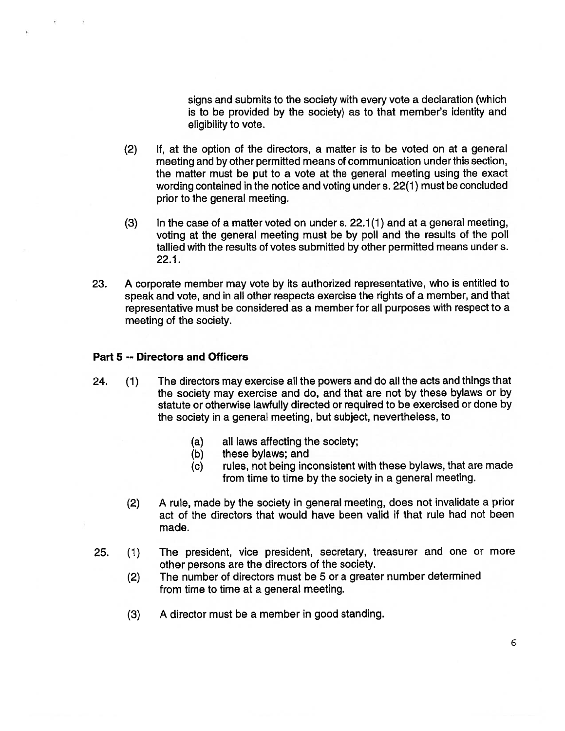signs and submits to the society with every vote a declaration (which is to be provided by the society) as to that member's identity and eligibility to vote.

(2) If, at the option of the directors, a matter is to be voted on at a general meeting and by other permitted means of communication under this section, the matter must be put to a vote at the general meeting using the exact wording contained in the notice and voting under s. 22(1) must be concluded prior to the general meeting.

(3) In the case of a matter voted on under s. 22.1(1) and at a general meeting, voting at the general meeting must be by poll and the results of the poll tallied with the results of votes submitted by other permitted means under s. 22.1.

23. A corporate member may vote by its authorized representative, who is entitled to speak and vote, and in all other respects exercise the rights of a member, and that representative must be considered as a member for all purposes with respect to a meeting of the society.

**Part 5 -- Directors and Officers**

24. (1) The directors may exercise all the powers and do all the acts and things that the society may exercise and do, and that are not by these bylaws or by statute or otherwise lawfully directed or required to be exercised or done by the society in a general meeting, but subject, nevertheless, to

   (a) all laws affecting the society;
   (b) these bylaws; and
   (c) rules, not being inconsistent with these bylaws, that are made from time to time by the society in a general meeting.

(2) A rule, made by the society in general meeting, does not invalidate a prior act of the directors that would have been valid if that rule had not been made.

25. (1) The president, vice president, secretary, treasurer and one or more other persons are the directors of the society.

(2) The number of directors must be 5 or a greater number determined from time to time at a general meeting.

(3) A director must be a member in good standing.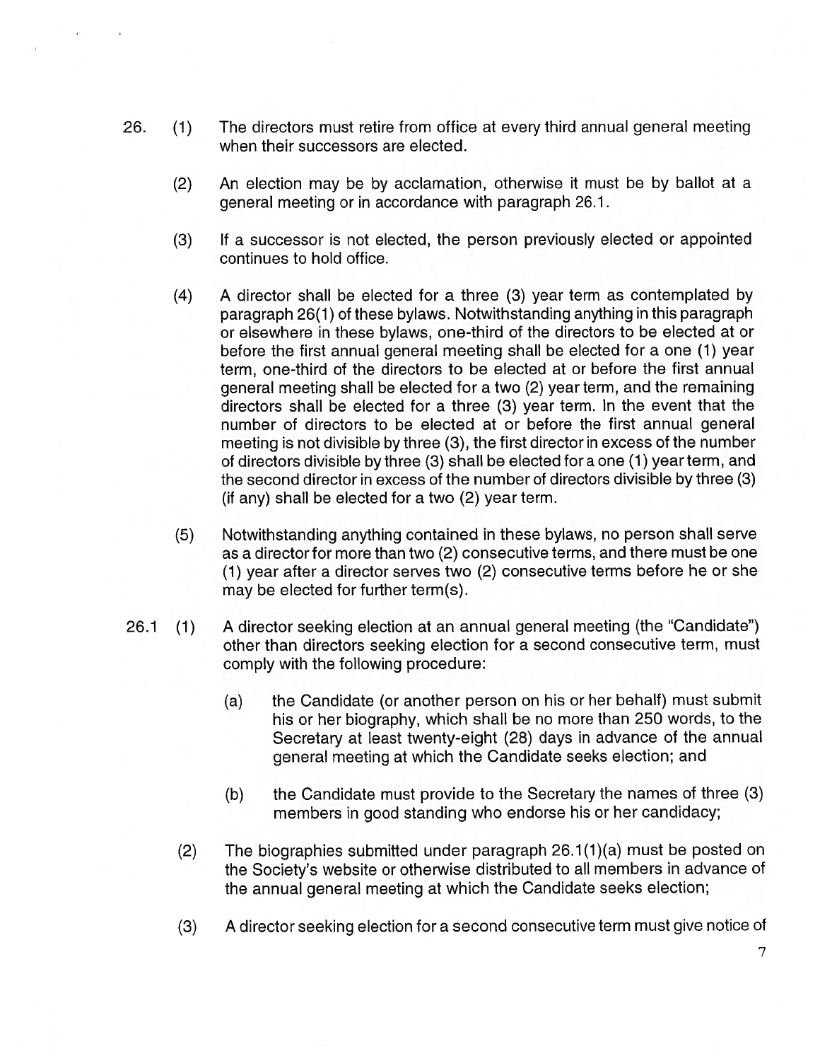26. (1) The directors must retire from office at every third annual general meeting when their successors are elected.

    (2) An election may be by acclamation, otherwise it must be by ballot at a general meeting or in accordance with paragraph 26.1.

    (3) If a successor is not elected, the person previously elected or appointed continues to hold office.

    (4) A director shall be elected for a three (3) year term as contemplated by paragraph 26(1) of these bylaws. Notwithstanding anything in this paragraph or elsewhere in these bylaws, one-third of the directors to be elected at or before the first annual general meeting shall be elected for a one (1) year term, one-third of the directors to be elected at or before the first annual general meeting shall be elected for a two (2) year term, and the remaining directors shall be elected for a three (3) year term. In the event that the number of directors to be elected at or before the first annual general meeting is not divisible by three (3), the first director in excess of the number of directors divisible by three (3) shall be elected for a one (1) year term, and the second director in excess of the number of directors divisible by three (3) (if any) shall be elected for a two (2) year term.

    (5) Notwithstanding anything contained in these bylaws, no person shall serve as a director for more than two (2) consecutive terms, and there must be one (1) year after a director serves two (2) consecutive terms before he or she may be elected for further term(s).

26.1 (1) A director seeking election at an annual general meeting (the "Candidate") other than directors seeking election for a second consecutive term, must comply with the following procedure:

    (a) the Candidate (or another person on his or her behalf) must submit his or her biography, which shall be no more than 250 words, to the Secretary at least twenty-eight (28) days in advance of the annual general meeting at which the Candidate seeks election; and

    (b) the Candidate must provide to the Secretary the names of three (3) members in good standing who endorse his or her candidacy;

    (2) The biographies submitted under paragraph 26.1(1)(a) must be posted on the Society's website or otherwise distributed to all members in advance of the annual general meeting at which the Candidate seeks election;

    (3) A director seeking election for a second consecutive term must give notice of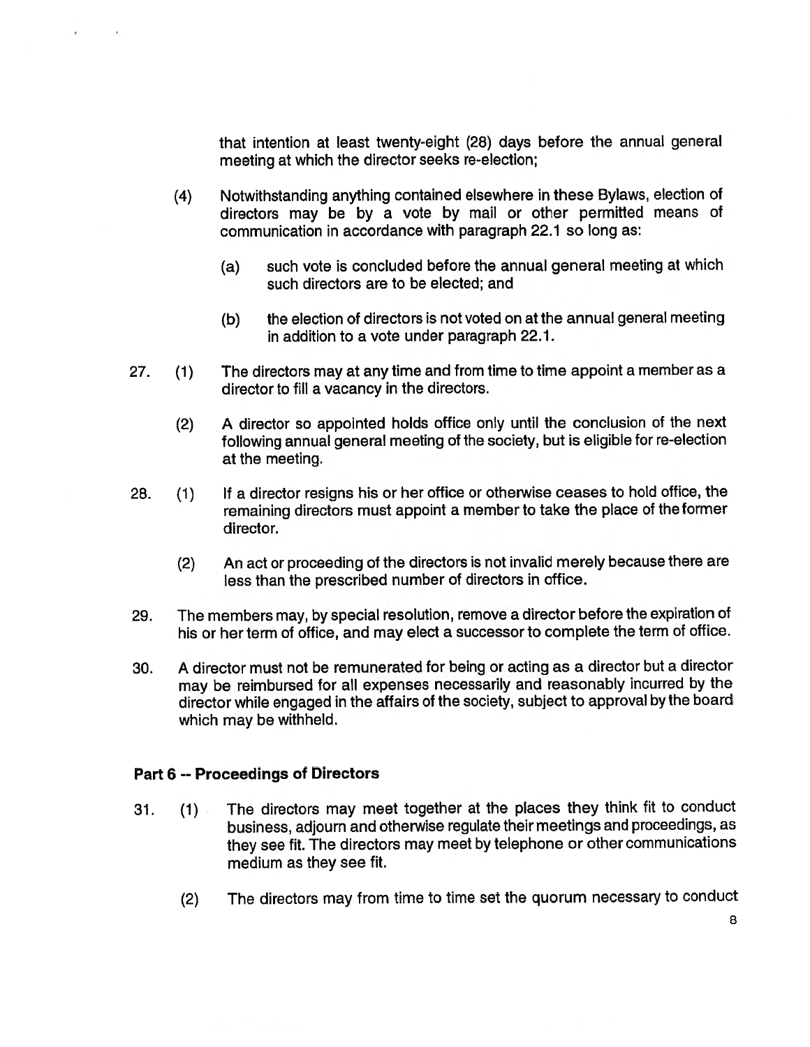that intention at least twenty-eight (28) days before the annual general meeting at which the director seeks re-election;

(4) Notwithstanding anything contained elsewhere in these Bylaws, election of directors may be by a vote by mail or other permitted means of communication in accordance with paragraph 22.1 so long as:

(a) such vote is concluded before the annual general meeting at which such directors are to be elected; and

(b) the election of directors is not voted on at the annual general meeting in addition to a vote under paragraph 22.1.

27. (1) The directors may at any time and from time to time appoint a member as a director to fill a vacancy in the directors.

(2) A director so appointed holds office only until the conclusion of the next following annual general meeting of the society, but is eligible for re-election at the meeting.

28. (1) If a director resigns his or her office or otherwise ceases to hold office, the remaining directors must appoint a member to take the place of the former director.

(2) An act or proceeding of the directors is not invalid merely because there are less than the prescribed number of directors in office.

29. The members may, by special resolution, remove a director before the expiration of his or her term of office, and may elect a successor to complete the term of office.

30. A director must not be remunerated for being or acting as a director but a director may be reimbursed for all expenses necessarily and reasonably incurred by the director while engaged in the affairs of the society, subject to approval by the board which may be withheld.

## Part 6 -- Proceedings of Directors

31. (1) The directors may meet together at the places they think fit to conduct business, adjourn and otherwise regulate their meetings and proceedings, as they see fit. The directors may meet by telephone or other communications medium as they see fit.

(2) The directors may from time to time set the quorum necessary to conduct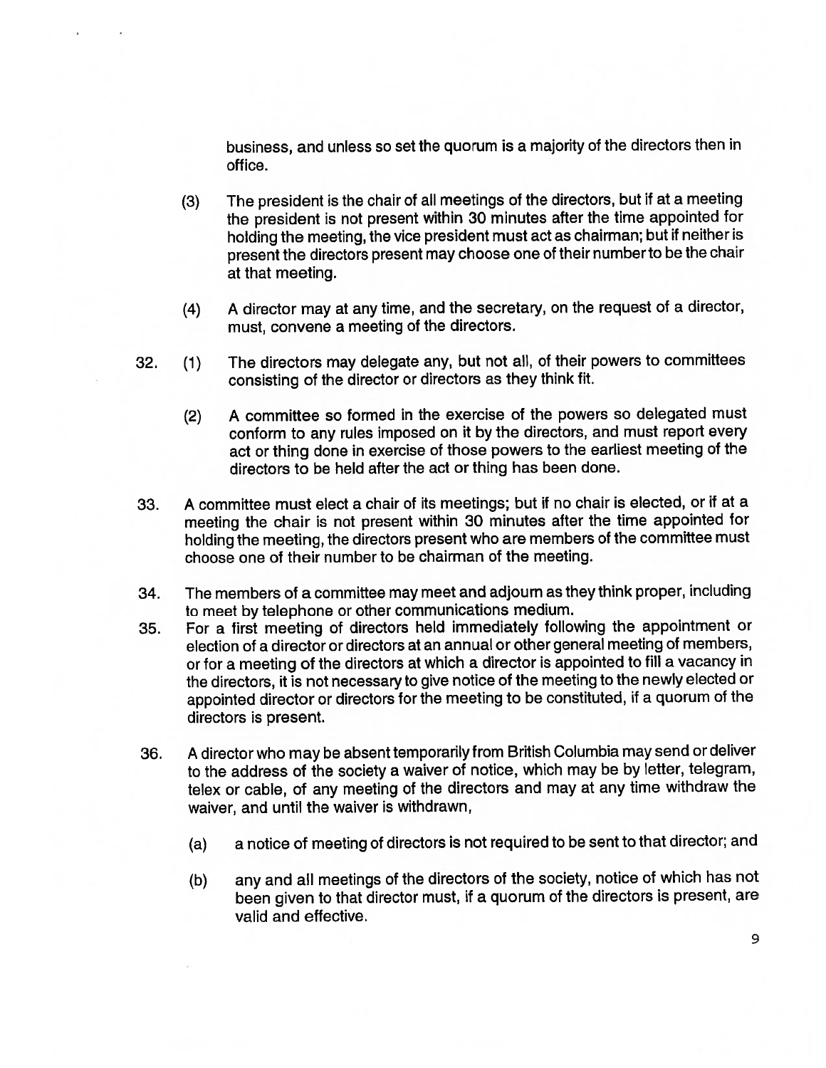business, and unless so set the quorum is a majority of the directors then in office.

(3) The president is the chair of all meetings of the directors, but if at a meeting the president is not present within 30 minutes after the time appointed for holding the meeting, the vice president must act as chairman; but if neither is present the directors present may choose one of their number to be the chair at that meeting.

(4) A director may at any time, and the secretary, on the request of a director, must, convene a meeting of the directors.

32. (1) The directors may delegate any, but not all, of their powers to committees consisting of the director or directors as they think fit.

(2) A committee so formed in the exercise of the powers so delegated must conform to any rules imposed on it by the directors, and must report every act or thing done in exercise of those powers to the earliest meeting of the directors to be held after the act or thing has been done.

33. A committee must elect a chair of its meetings; but if no chair is elected, or if at a meeting the chair is not present within 30 minutes after the time appointed for holding the meeting, the directors present who are members of the committee must choose one of their number to be chairman of the meeting.

34. The members of a committee may meet and adjourn as they think proper, including to meet by telephone or other communications medium.

35. For a first meeting of directors held immediately following the appointment or election of a director or directors at an annual or other general meeting of members, or for a meeting of the directors at which a director is appointed to fill a vacancy in the directors, it is not necessary to give notice of the meeting to the newly elected or appointed director or directors for the meeting to be constituted, if a quorum of the directors is present.

36. A director who may be absent temporarily from British Columbia may send or deliver to the address of the society a waiver of notice, which may be by letter, telegram, telex or cable, of any meeting of the directors and may at any time withdraw the waiver, and until the waiver is withdrawn,

(a) a notice of meeting of directors is not required to be sent to that director; and

(b) any and all meetings of the directors of the society, notice of which has not been given to that director must, if a quorum of the directors is present, are valid and effective.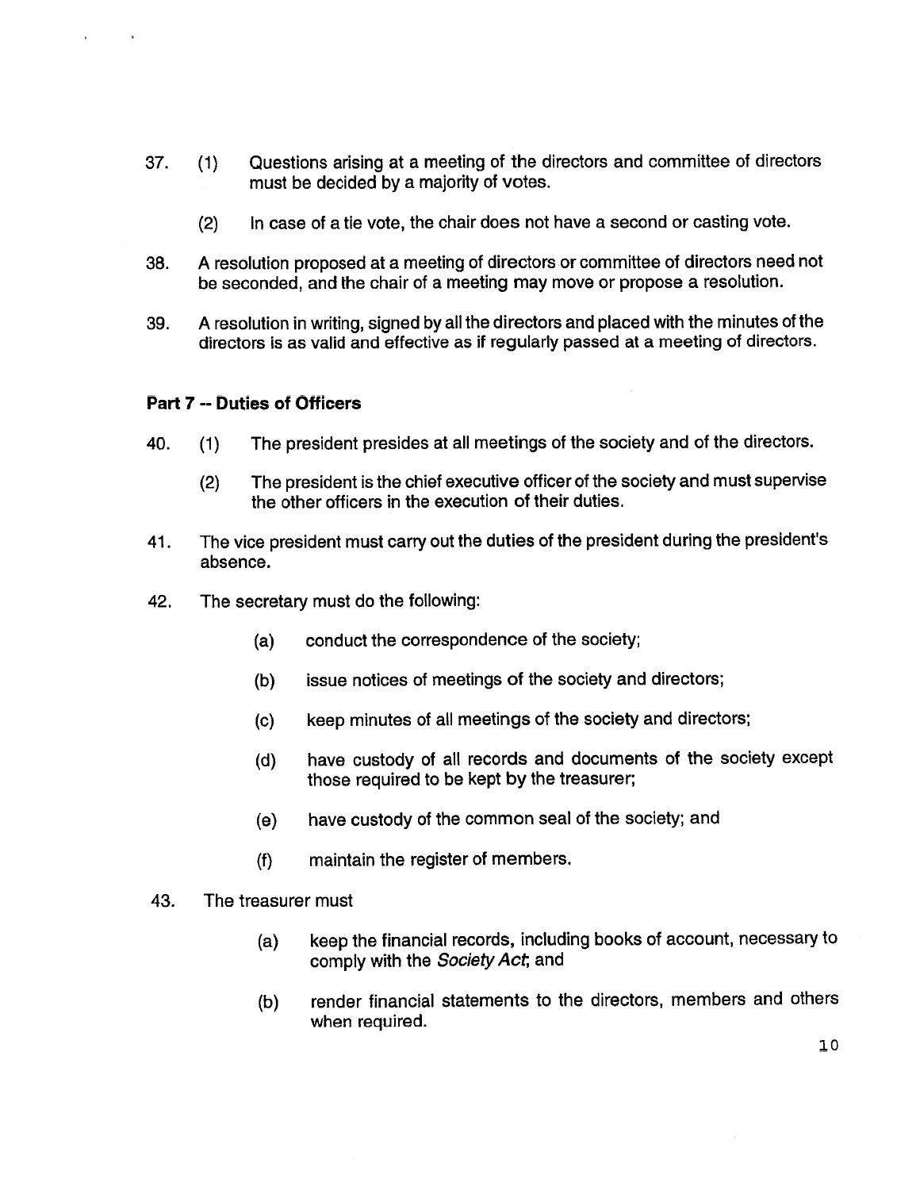37. (1) Questions arising at a meeting of the directors and committee of directors must be decided by a majority of votes.

    (2) In case of a tie vote, the chair does not have a second or casting vote.

38. A resolution proposed at a meeting of directors or committee of directors need not be seconded, and the chair of a meeting may move or propose a resolution.

39. A resolution in writing, signed by all the directors and placed with the minutes of the directors is as valid and effective as if regularly passed at a meeting of directors.

### Part 7 -- Duties of Officers

40. (1) The president presides at all meetings of the society and of the directors.

    (2) The president is the chief executive officer of the society and must supervise the other officers in the execution of their duties.

41. The vice president must carry out the duties of the president during the president's absence.

42. The secretary must do the following:

    (a) conduct the correspondence of the society;

    (b) issue notices of meetings of the society and directors;

    (c) keep minutes of all meetings of the society and directors;

    (d) have custody of all records and documents of the society except those required to be kept by the treasurer;

    (e) have custody of the common seal of the society; and

    (f) maintain the register of members.

43. The treasurer must

    (a) keep the financial records, including books of account, necessary to comply with the *Society Act*; and

    (b) render financial statements to the directors, members and others when required.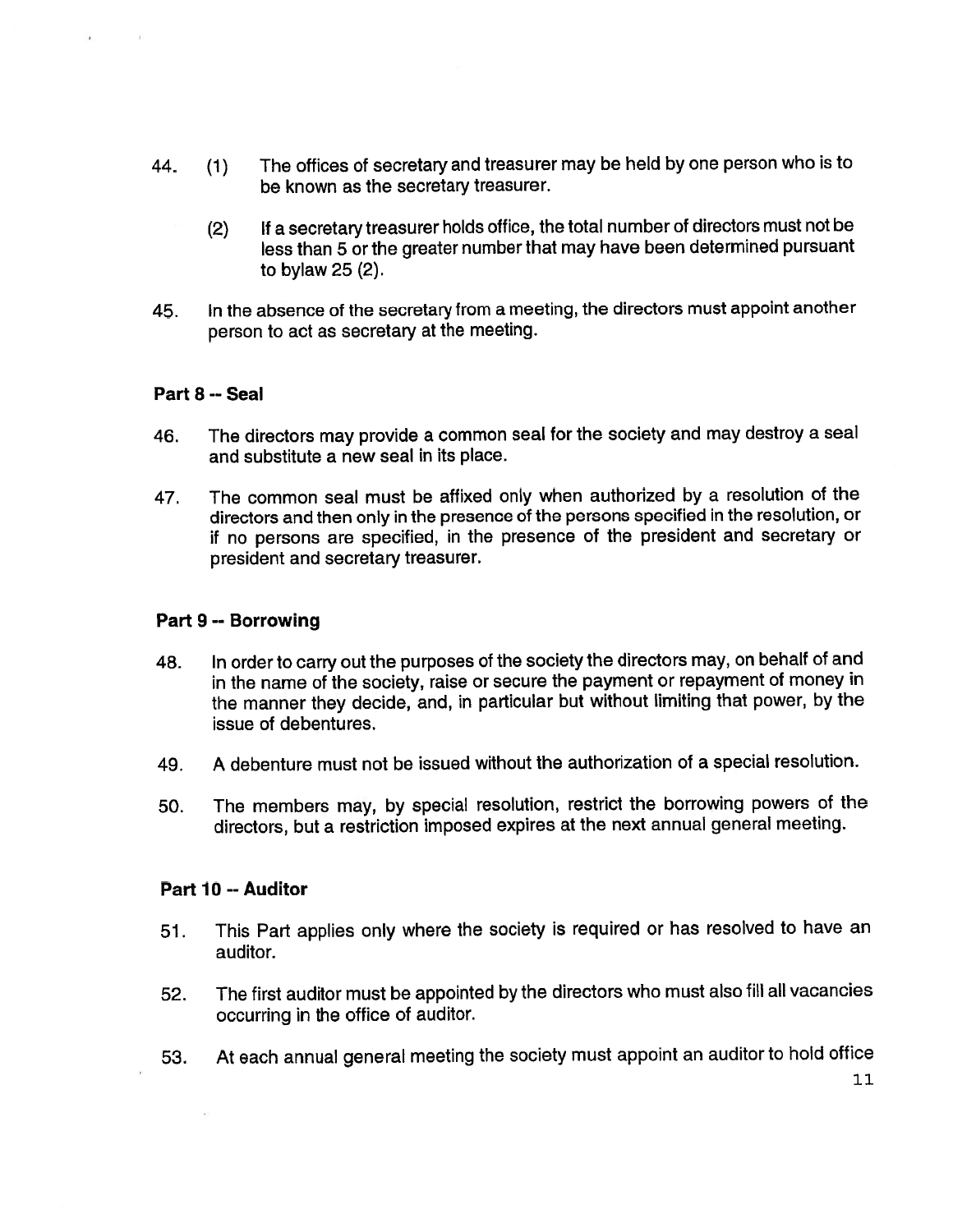44. (1) The offices of secretary and treasurer may be held by one person who is to be known as the secretary treasurer.

    (2) If a secretary treasurer holds office, the total number of directors must not be less than 5 or the greater number that may have been determined pursuant to bylaw 25 (2).

45. In the absence of the secretary from a meeting, the directors must appoint another person to act as secretary at the meeting.

**Part 8 -- Seal**

46. The directors may provide a common seal for the society and may destroy a seal and substitute a new seal in its place.

47. The common seal must be affixed only when authorized by a resolution of the directors and then only in the presence of the persons specified in the resolution, or if no persons are specified, in the presence of the president and secretary or president and secretary treasurer.

**Part 9 -- Borrowing**

48. In order to carry out the purposes of the society the directors may, on behalf of and in the name of the society, raise or secure the payment or repayment of money in the manner they decide, and, in particular but without limiting that power, by the issue of debentures.

49. A debenture must not be issued without the authorization of a special resolution.

50. The members may, by special resolution, restrict the borrowing powers of the directors, but a restriction imposed expires at the next annual general meeting.

**Part 10 -- Auditor**

51. This Part applies only where the society is required or has resolved to have an auditor.

52. The first auditor must be appointed by the directors who must also fill all vacancies occurring in the office of auditor.

53. At each annual general meeting the society must appoint an auditor to hold office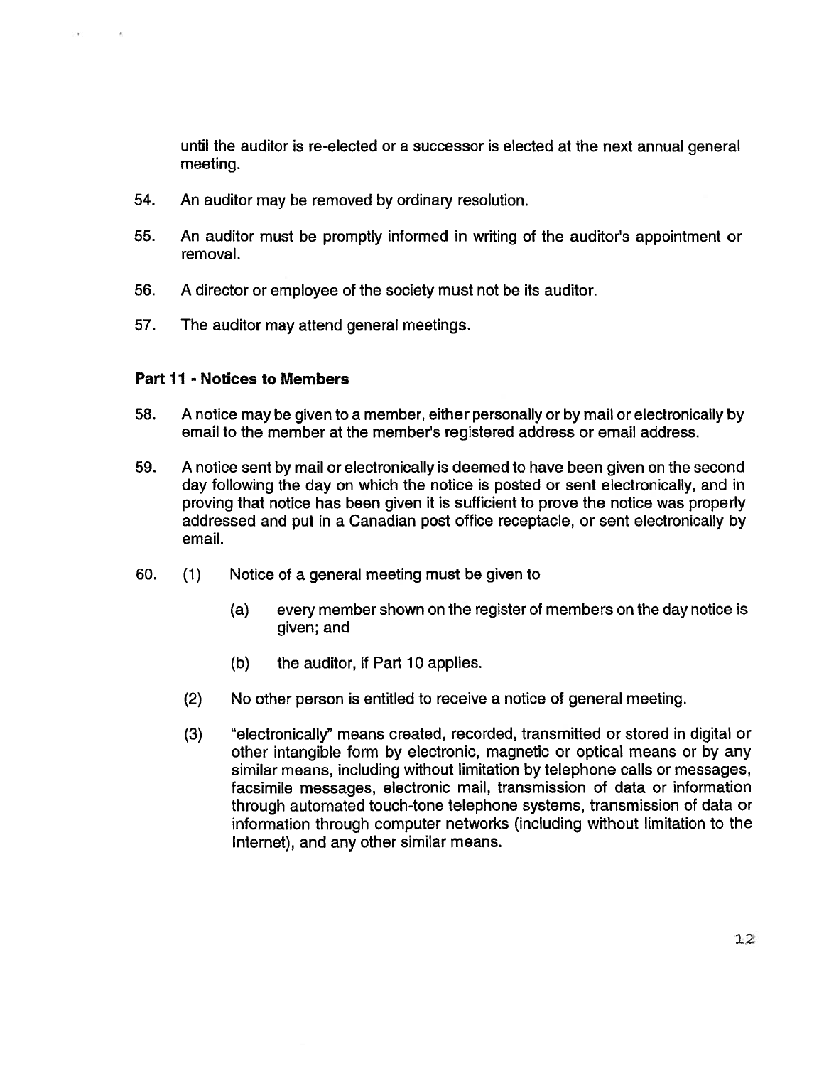until the auditor is re-elected or a successor is elected at the next annual general meeting.

54. An auditor may be removed by ordinary resolution.

55. An auditor must be promptly informed in writing of the auditor's appointment or removal.

56. A director or employee of the society must not be its auditor.

57. The auditor may attend general meetings.

**Part 11 - Notices to Members**

58. A notice may be given to a member, either personally or by mail or electronically by email to the member at the member's registered address or email address.

59. A notice sent by mail or electronically is deemed to have been given on the second day following the day on which the notice is posted or sent electronically, and in proving that notice has been given it is sufficient to prove the notice was properly addressed and put in a Canadian post office receptacle, or sent electronically by email.

60. (1) Notice of a general meeting must be given to

    (a) every member shown on the register of members on the day notice is given; and

    (b) the auditor, if Part 10 applies.

    (2) No other person is entitled to receive a notice of general meeting.

    (3) "electronically" means created, recorded, transmitted or stored in digital or other intangible form by electronic, magnetic or optical means or by any similar means, including without limitation by telephone calls or messages, facsimile messages, electronic mail, transmission of data or information through automated touch-tone telephone systems, transmission of data or information through computer networks (including without limitation to the Internet), and any other similar means.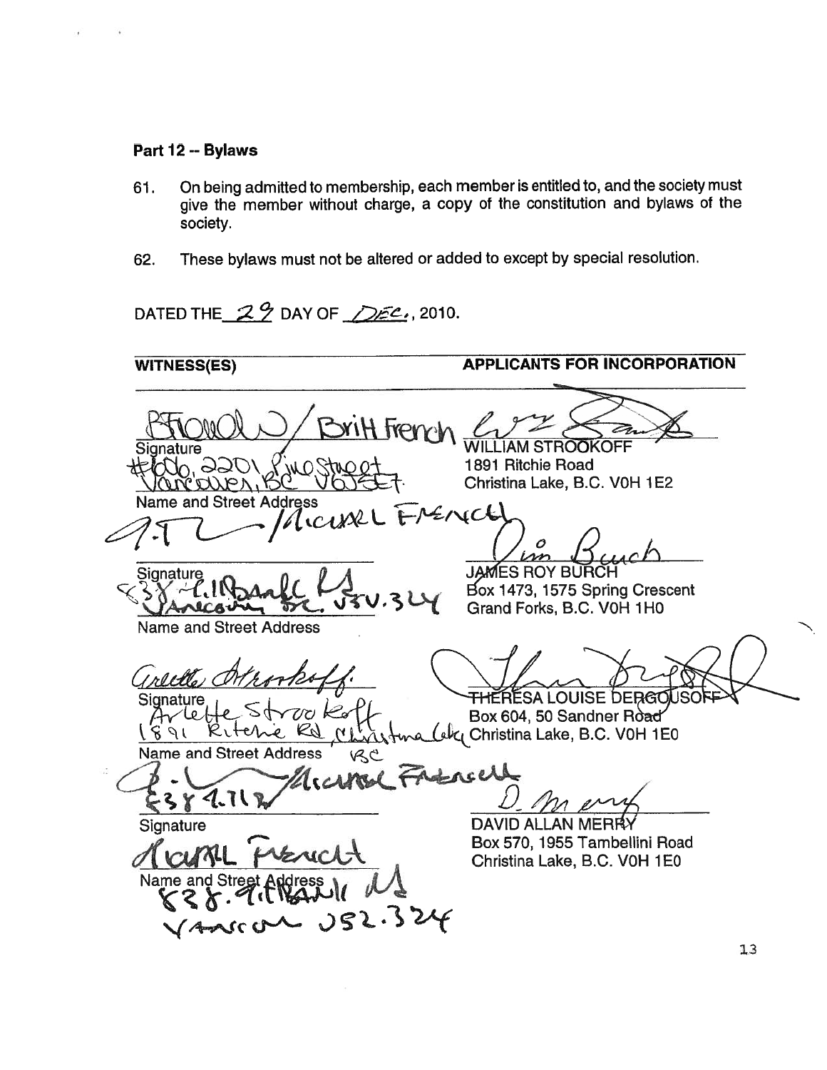## Part 12 -- Bylaws

61. On being admitted to membership, each member is entitled to, and the society must give the member without charge, a copy of the constitution and bylaws of the society.

62. These bylaws must not be altered or added to except by special resolution.

DATED THE 29 DAY OF DEC., 2010.

| WITNESS(ES) | APPLICANTS FOR INCORPORATION |
| --- | --- |
| Signature<br>Britt French<br>#606, 2201 Pine Street<br>Vancouver, BC V6J 5E7<br>Name and Street Address | WILLIAM STROOKOFF<br>1891 Ritchie Road<br>Christina Lake, B.C. V0H 1E2 |
| Signature<br>Michael French<br>838 - 1.11 Bank St<br>Vancouver BC V5V 3L4<br>Name and Street Address | JAMES ROY BURCH<br>Box 1473, 1575 Spring Crescent<br>Grand Forks, B.C. V0H 1H0 |
| Signature<br>Arlette Strookoff<br>1891 Ritchie Rd, Christina Lake BC<br>Name and Street Address | THERESA LOUISE DERGOUSOFF<br>Box 604, 50 Sandner Road<br>Christina Lake, B.C. V0H 1E0 |
| Signature<br>Michael French<br>Name and Street Address<br>838 - 1.11 Bank St<br>Vancouver V5Z 3L4 | DAVID ALLAN MERRY<br>Box 570, 1955 Tambellini Road<br>Christina Lake, B.C. V0H 1E0 |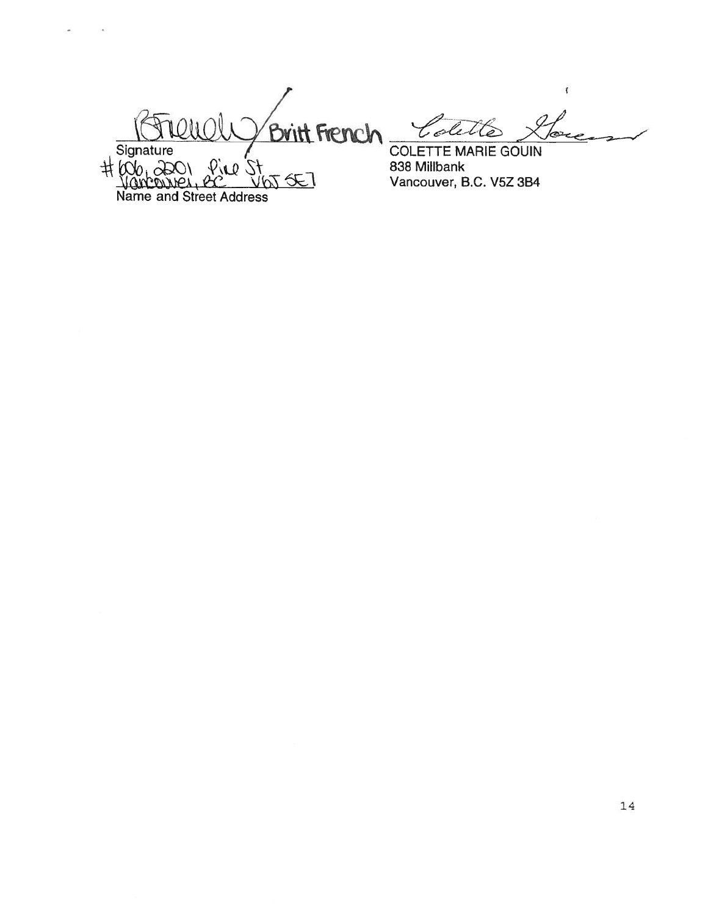BFrench / Britt French

Signature

#606, 2201 Pine St

Vancouver, BC V6J 5E1

Name and Street Address

Colette Gouin

COLETTE MARIE GOUIN

838 Millbank

Vancouver, B.C. V5Z 3B4